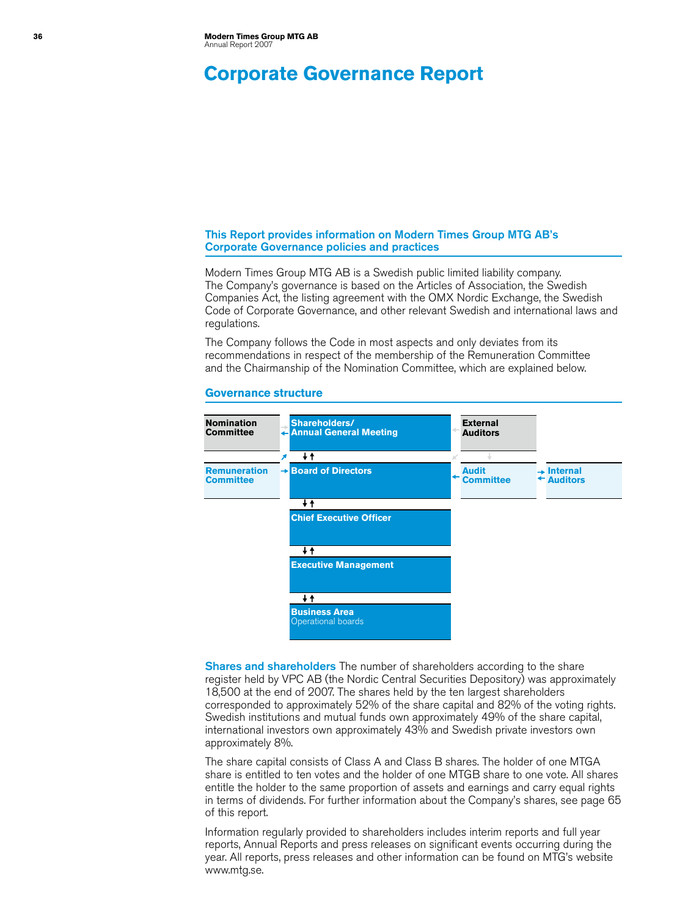# Corporate Governance Report

## This Report provides information on Modern Times Group MTG AB's Corporate Governance policies and practices

Modern Times Group MTG AB is a Swedish public limited liability company. The Company's governance is based on the Articles of Association, the Swedish Companies Act, the listing agreement with the OMX Nordic Exchange, the Swedish Code of Corporate Governance, and other relevant Swedish and international laws and regulations.

The Company follows the Code in most aspects and only deviates from its recommendations in respect of the membership of the Remuneration Committee and the Chairmanship of the Nomination Committee, which are explained below.

## Governance structure

| | | | |
|---|---|---|---|
| **Nomination Committee** | **Shareholders/ Annual General Meeting** | **External Auditors** | |
| **Remuneration Committee** | **Board of Directors** | **Audit Committee** | **Internal Auditors** |
| | **Chief Executive Officer** | | |
| | **Executive Management** | | |
| | **Business Area** Operational boards | | |

**Shares and shareholders** The number of shareholders according to the share register held by VPC AB (the Nordic Central Securities Depository) was approximately 18,500 at the end of 2007. The shares held by the ten largest shareholders corresponded to approximately 52% of the share capital and 82% of the voting rights. Swedish institutions and mutual funds own approximately 49% of the share capital, international investors own approximately 43% and Swedish private investors own approximately 8%.

The share capital consists of Class A and Class B shares. The holder of one MTGA share is entitled to ten votes and the holder of one MTGB share to one vote. All shares entitle the holder to the same proportion of assets and earnings and carry equal rights in terms of dividends. For further information about the Company's shares, see page 65 of this report.

Information regularly provided to shareholders includes interim reports and full year reports, Annual Reports and press releases on significant events occurring during the year. All reports, press releases and other information can be found on MTG's website www.mtg.se.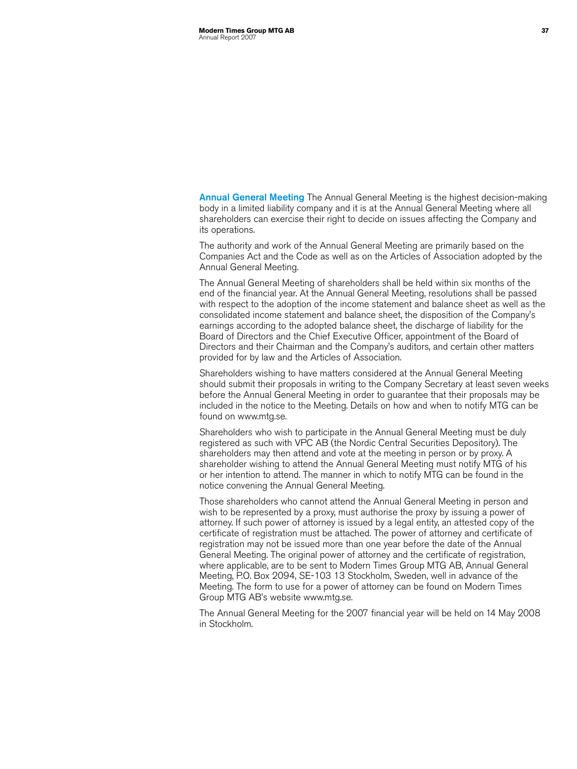**Annual General Meeting** The Annual General Meeting is the highest decision-making body in a limited liability company and it is at the Annual General Meeting where all shareholders can exercise their right to decide on issues affecting the Company and its operations.

The authority and work of the Annual General Meeting are primarily based on the Companies Act and the Code as well as on the Articles of Association adopted by the Annual General Meeting.

The Annual General Meeting of shareholders shall be held within six months of the end of the financial year. At the Annual General Meeting, resolutions shall be passed with respect to the adoption of the income statement and balance sheet as well as the consolidated income statement and balance sheet, the disposition of the Company's earnings according to the adopted balance sheet, the discharge of liability for the Board of Directors and the Chief Executive Officer, appointment of the Board of Directors and their Chairman and the Company's auditors, and certain other matters provided for by law and the Articles of Association.

Shareholders wishing to have matters considered at the Annual General Meeting should submit their proposals in writing to the Company Secretary at least seven weeks before the Annual General Meeting in order to guarantee that their proposals may be included in the notice to the Meeting. Details on how and when to notify MTG can be found on www.mtg.se.

Shareholders who wish to participate in the Annual General Meeting must be duly registered as such with VPC AB (the Nordic Central Securities Depository). The shareholders may then attend and vote at the meeting in person or by proxy. A shareholder wishing to attend the Annual General Meeting must notify MTG of his or her intention to attend. The manner in which to notify MTG can be found in the notice convening the Annual General Meeting.

Those shareholders who cannot attend the Annual General Meeting in person and wish to be represented by a proxy, must authorise the proxy by issuing a power of attorney. If such power of attorney is issued by a legal entity, an attested copy of the certificate of registration must be attached. The power of attorney and certificate of registration may not be issued more than one year before the date of the Annual General Meeting. The original power of attorney and the certificate of registration, where applicable, are to be sent to Modern Times Group MTG AB, Annual General Meeting, P.O. Box 2094, SE-103 13 Stockholm, Sweden, well in advance of the Meeting. The form to use for a power of attorney can be found on Modern Times Group MTG AB's website www.mtg.se.

The Annual General Meeting for the 2007 financial year will be held on 14 May 2008 in Stockholm.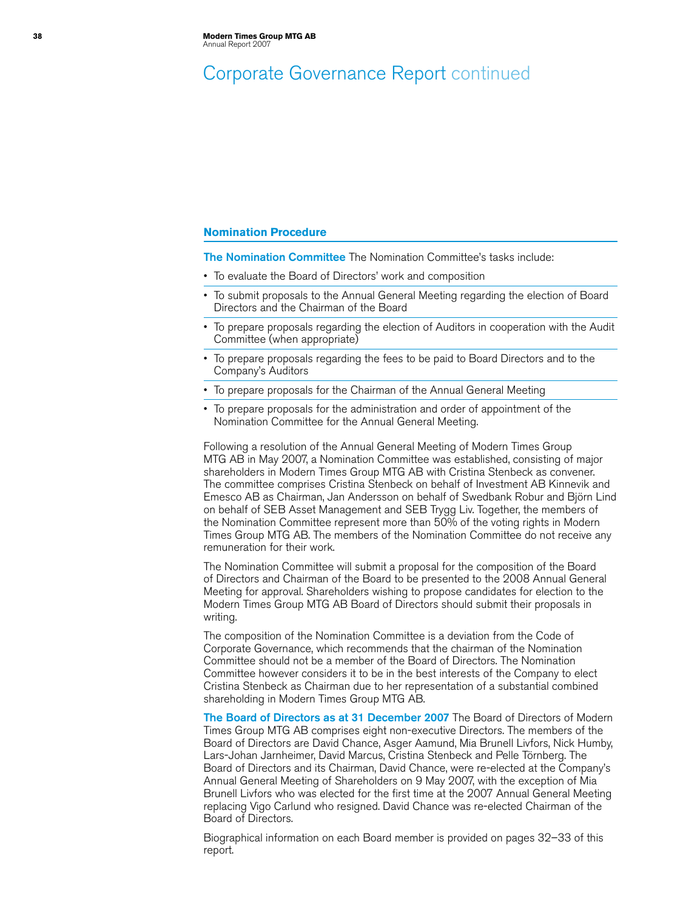# Corporate Governance Report continued

## Nomination Procedure

**The Nomination Committee** The Nomination Committee's tasks include:

- To evaluate the Board of Directors' work and composition
- To submit proposals to the Annual General Meeting regarding the election of Board Directors and the Chairman of the Board
- To prepare proposals regarding the election of Auditors in cooperation with the Audit Committee (when appropriate)
- To prepare proposals regarding the fees to be paid to Board Directors and to the Company's Auditors
- To prepare proposals for the Chairman of the Annual General Meeting
- To prepare proposals for the administration and order of appointment of the Nomination Committee for the Annual General Meeting.

Following a resolution of the Annual General Meeting of Modern Times Group MTG AB in May 2007, a Nomination Committee was established, consisting of major shareholders in Modern Times Group MTG AB with Cristina Stenbeck as convener. The committee comprises Cristina Stenbeck on behalf of Investment AB Kinnevik and Emesco AB as Chairman, Jan Andersson on behalf of Swedbank Robur and Björn Lind on behalf of SEB Asset Management and SEB Trygg Liv. Together, the members of the Nomination Committee represent more than 50% of the voting rights in Modern Times Group MTG AB. The members of the Nomination Committee do not receive any remuneration for their work.

The Nomination Committee will submit a proposal for the composition of the Board of Directors and Chairman of the Board to be presented to the 2008 Annual General Meeting for approval. Shareholders wishing to propose candidates for election to the Modern Times Group MTG AB Board of Directors should submit their proposals in writing.

The composition of the Nomination Committee is a deviation from the Code of Corporate Governance, which recommends that the chairman of the Nomination Committee should not be a member of the Board of Directors. The Nomination Committee however considers it to be in the best interests of the Company to elect Cristina Stenbeck as Chairman due to her representation of a substantial combined shareholding in Modern Times Group MTG AB.

**The Board of Directors as at 31 December 2007** The Board of Directors of Modern Times Group MTG AB comprises eight non-executive Directors. The members of the Board of Directors are David Chance, Asger Aamund, Mia Brunell Livfors, Nick Humby, Lars-Johan Jarnheimer, David Marcus, Cristina Stenbeck and Pelle Törnberg. The Board of Directors and its Chairman, David Chance, were re-elected at the Company's Annual General Meeting of Shareholders on 9 May 2007, with the exception of Mia Brunell Livfors who was elected for the first time at the 2007 Annual General Meeting replacing Vigo Carlund who resigned. David Chance was re-elected Chairman of the Board of Directors.

Biographical information on each Board member is provided on pages 32–33 of this report.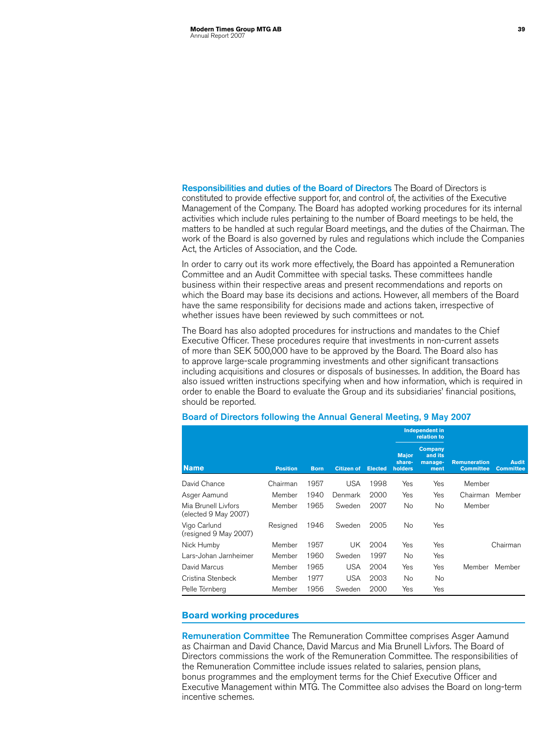**Responsibilities and duties of the Board of Directors** The Board of Directors is constituted to provide effective support for, and control of, the activities of the Executive Management of the Company. The Board has adopted working procedures for its internal activities which include rules pertaining to the number of Board meetings to be held, the matters to be handled at such regular Board meetings, and the duties of the Chairman. The work of the Board is also governed by rules and regulations which include the Companies Act, the Articles of Association, and the Code.

In order to carry out its work more effectively, the Board has appointed a Remuneration Committee and an Audit Committee with special tasks. These committees handle business within their respective areas and present recommendations and reports on which the Board may base its decisions and actions. However, all members of the Board have the same responsibility for decisions made and actions taken, irrespective of whether issues have been reviewed by such committees or not.

The Board has also adopted procedures for instructions and mandates to the Chief Executive Officer. These procedures require that investments in non-current assets of more than SEK 500,000 have to be approved by the Board. The Board also has to approve large-scale programming investments and other significant transactions including acquisitions and closures or disposals of businesses. In addition, the Board has also issued written instructions specifying when and how information, which is required in order to enable the Board to evaluate the Group and its subsidiaries' financial positions, should be reported.

### Board of Directors following the Annual General Meeting, 9 May 2007

| Name | Position | Born | Citizen of | Elected | Independent in relation to | | Remuneration Committee | Audit Committee |
|---|---|---|---|---|---|---|---|---|
| | | | | | Major share-holders | Company and its manage-ment | | |
| David Chance | Chairman | 1957 | USA | 1998 | Yes | Yes | Member | |
| Asger Aamund | Member | 1940 | Denmark | 2000 | Yes | Yes | Chairman | Member |
| Mia Brunell Livfors (elected 9 May 2007) | Member | 1965 | Sweden | 2007 | No | No | Member | |
| Vigo Carlund (resigned 9 May 2007) | Resigned | 1946 | Sweden | 2005 | No | Yes | | |
| Nick Humby | Member | 1957 | UK | 2004 | Yes | Yes | | Chairman |
| Lars-Johan Jarnheimer | Member | 1960 | Sweden | 1997 | No | Yes | | |
| David Marcus | Member | 1965 | USA | 2004 | Yes | Yes | Member | Member |
| Cristina Stenbeck | Member | 1977 | USA | 2003 | No | No | | |
| Pelle Törnberg | Member | 1956 | Sweden | 2000 | Yes | Yes | | |

## Board working procedures

**Remuneration Committee** The Remuneration Committee comprises Asger Aamund as Chairman and David Chance, David Marcus and Mia Brunell Livfors. The Board of Directors commissions the work of the Remuneration Committee. The responsibilities of the Remuneration Committee include issues related to salaries, pension plans, bonus programmes and the employment terms for the Chief Executive Officer and Executive Management within MTG. The Committee also advises the Board on long-term incentive schemes.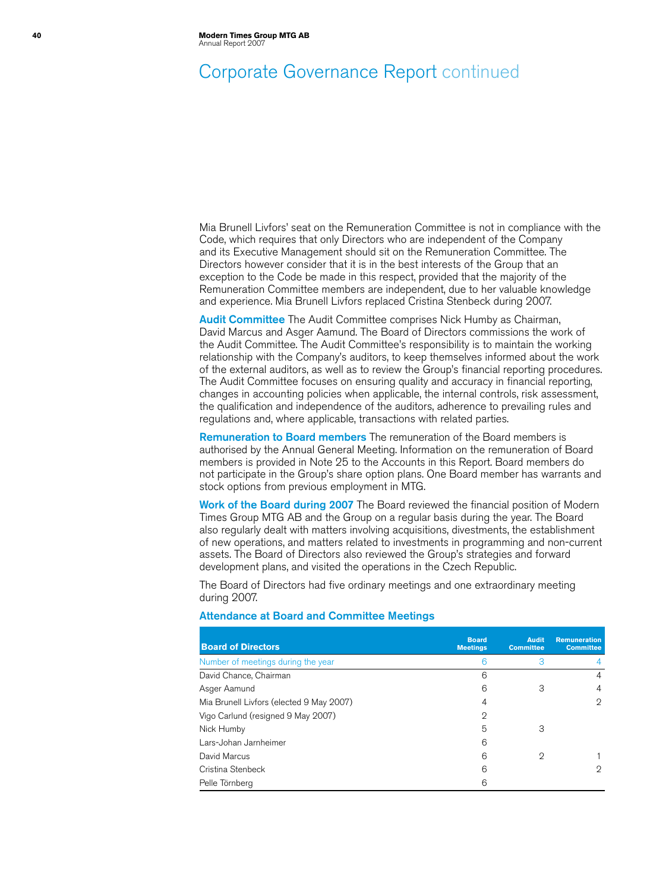# Corporate Governance Report continued

Mia Brunell Livfors' seat on the Remuneration Committee is not in compliance with the Code, which requires that only Directors who are independent of the Company and its Executive Management should sit on the Remuneration Committee. The Directors however consider that it is in the best interests of the Group that an exception to the Code be made in this respect, provided that the majority of the Remuneration Committee members are independent, due to her valuable knowledge and experience. Mia Brunell Livfors replaced Cristina Stenbeck during 2007.

**Audit Committee** The Audit Committee comprises Nick Humby as Chairman, David Marcus and Asger Aamund. The Board of Directors commissions the work of the Audit Committee. The Audit Committee's responsibility is to maintain the working relationship with the Company's auditors, to keep themselves informed about the work of the external auditors, as well as to review the Group's financial reporting procedures. The Audit Committee focuses on ensuring quality and accuracy in financial reporting, changes in accounting policies when applicable, the internal controls, risk assessment, the qualification and independence of the auditors, adherence to prevailing rules and regulations and, where applicable, transactions with related parties.

**Remuneration to Board members** The remuneration of the Board members is authorised by the Annual General Meeting. Information on the remuneration of Board members is provided in Note 25 to the Accounts in this Report. Board members do not participate in the Group's share option plans. One Board member has warrants and stock options from previous employment in MTG.

**Work of the Board during 2007** The Board reviewed the financial position of Modern Times Group MTG AB and the Group on a regular basis during the year. The Board also regularly dealt with matters involving acquisitions, divestments, the establishment of new operations, and matters related to investments in programming and non-current assets. The Board of Directors also reviewed the Group's strategies and forward development plans, and visited the operations in the Czech Republic.

The Board of Directors had five ordinary meetings and one extraordinary meeting during 2007.

### Attendance at Board and Committee Meetings

| Board of Directors | Board Meetings | Audit Committee | Remuneration Committee |
|---|---|---|---|
| Number of meetings during the year | 6 | 3 | 4 |
| David Chance, Chairman | 6 | | 4 |
| Asger Aamund | 6 | 3 | 4 |
| Mia Brunell Livfors (elected 9 May 2007) | 4 | | 2 |
| Vigo Carlund (resigned 9 May 2007) | 2 | | |
| Nick Humby | 5 | 3 | |
| Lars-Johan Jarnheimer | 6 | | |
| David Marcus | 6 | 2 | 1 |
| Cristina Stenbeck | 6 | | 2 |
| Pelle Törnberg | 6 | | |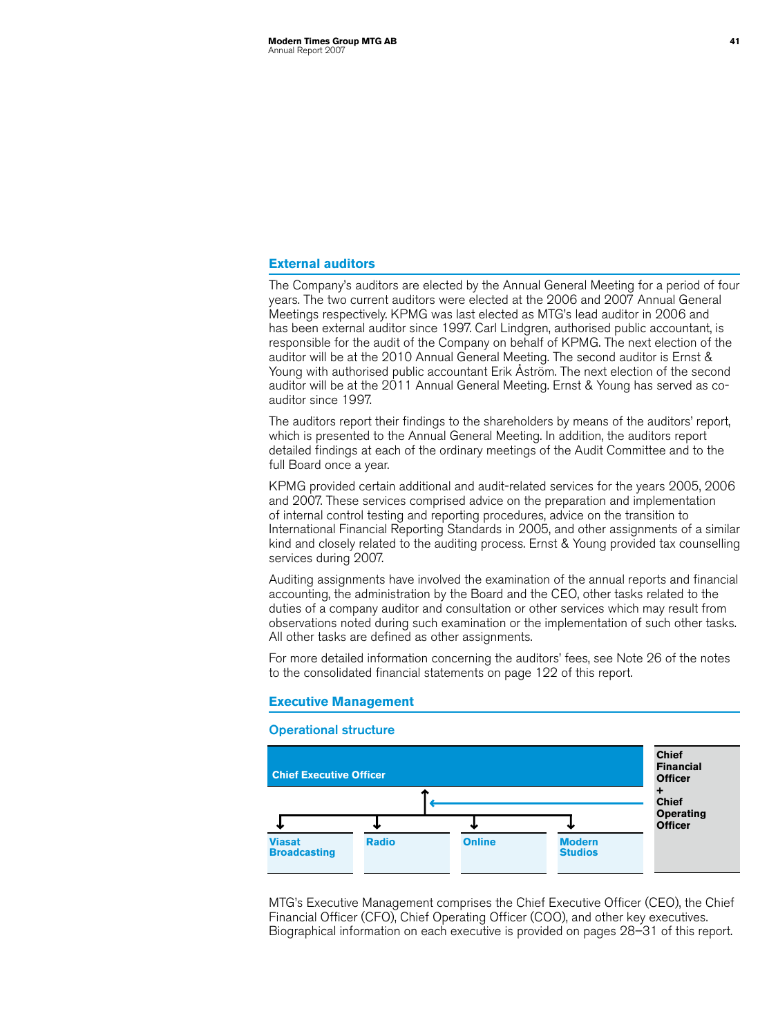## External auditors

The Company's auditors are elected by the Annual General Meeting for a period of four years. The two current auditors were elected at the 2006 and 2007 Annual General Meetings respectively. KPMG was last elected as MTG's lead auditor in 2006 and has been external auditor since 1997. Carl Lindgren, authorised public accountant, is responsible for the audit of the Company on behalf of KPMG. The next election of the auditor will be at the 2010 Annual General Meeting. The second auditor is Ernst & Young with authorised public accountant Erik Åström. The next election of the second auditor will be at the 2011 Annual General Meeting. Ernst & Young has served as co-auditor since 1997.

The auditors report their findings to the shareholders by means of the auditors' report, which is presented to the Annual General Meeting. In addition, the auditors report detailed findings at each of the ordinary meetings of the Audit Committee and to the full Board once a year.

KPMG provided certain additional and audit-related services for the years 2005, 2006 and 2007. These services comprised advice on the preparation and implementation of internal control testing and reporting procedures, advice on the transition to International Financial Reporting Standards in 2005, and other assignments of a similar kind and closely related to the auditing process. Ernst & Young provided tax counselling services during 2007.

Auditing assignments have involved the examination of the annual reports and financial accounting, the administration by the Board and the CEO, other tasks related to the duties of a company auditor and consultation or other services which may result from observations noted during such examination or the implementation of such other tasks. All other tasks are defined as other assignments.

For more detailed information concerning the auditors' fees, see Note 26 of the notes to the consolidated financial statements on page 122 of this report.

## Executive Management

### Operational structure

**Chief Executive Officer**

**Chief Financial Officer + Chief Operating Officer**

**Viasat Broadcasting** | **Radio** | **Online** | **Modern Studios**

MTG's Executive Management comprises the Chief Executive Officer (CEO), the Chief Financial Officer (CFO), Chief Operating Officer (COO), and other key executives. Biographical information on each executive is provided on pages 28–31 of this report.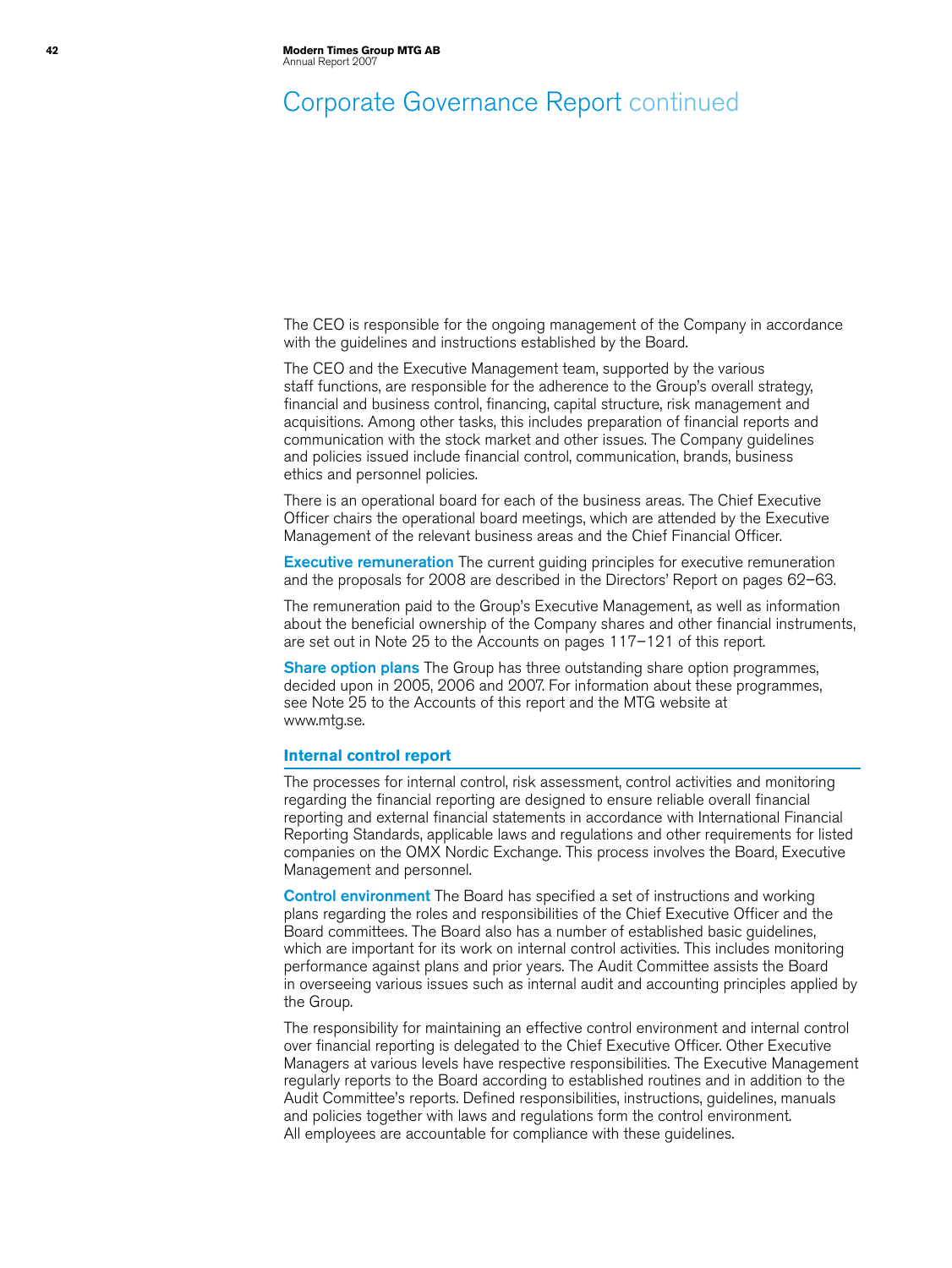# Corporate Governance Report continued

The CEO is responsible for the ongoing management of the Company in accordance with the guidelines and instructions established by the Board.

The CEO and the Executive Management team, supported by the various staff functions, are responsible for the adherence to the Group's overall strategy, financial and business control, financing, capital structure, risk management and acquisitions. Among other tasks, this includes preparation of financial reports and communication with the stock market and other issues. The Company guidelines and policies issued include financial control, communication, brands, business ethics and personnel policies.

There is an operational board for each of the business areas. The Chief Executive Officer chairs the operational board meetings, which are attended by the Executive Management of the relevant business areas and the Chief Financial Officer.

**Executive remuneration** The current guiding principles for executive remuneration and the proposals for 2008 are described in the Directors' Report on pages 62–63.

The remuneration paid to the Group's Executive Management, as well as information about the beneficial ownership of the Company shares and other financial instruments, are set out in Note 25 to the Accounts on pages 117–121 of this report.

**Share option plans** The Group has three outstanding share option programmes, decided upon in 2005, 2006 and 2007. For information about these programmes, see Note 25 to the Accounts of this report and the MTG website at www.mtg.se.

## Internal control report

The processes for internal control, risk assessment, control activities and monitoring regarding the financial reporting are designed to ensure reliable overall financial reporting and external financial statements in accordance with International Financial Reporting Standards, applicable laws and regulations and other requirements for listed companies on the OMX Nordic Exchange. This process involves the Board, Executive Management and personnel.

**Control environment** The Board has specified a set of instructions and working plans regarding the roles and responsibilities of the Chief Executive Officer and the Board committees. The Board also has a number of established basic guidelines, which are important for its work on internal control activities. This includes monitoring performance against plans and prior years. The Audit Committee assists the Board in overseeing various issues such as internal audit and accounting principles applied by the Group.

The responsibility for maintaining an effective control environment and internal control over financial reporting is delegated to the Chief Executive Officer. Other Executive Managers at various levels have respective responsibilities. The Executive Management regularly reports to the Board according to established routines and in addition to the Audit Committee's reports. Defined responsibilities, instructions, guidelines, manuals and policies together with laws and regulations form the control environment. All employees are accountable for compliance with these guidelines.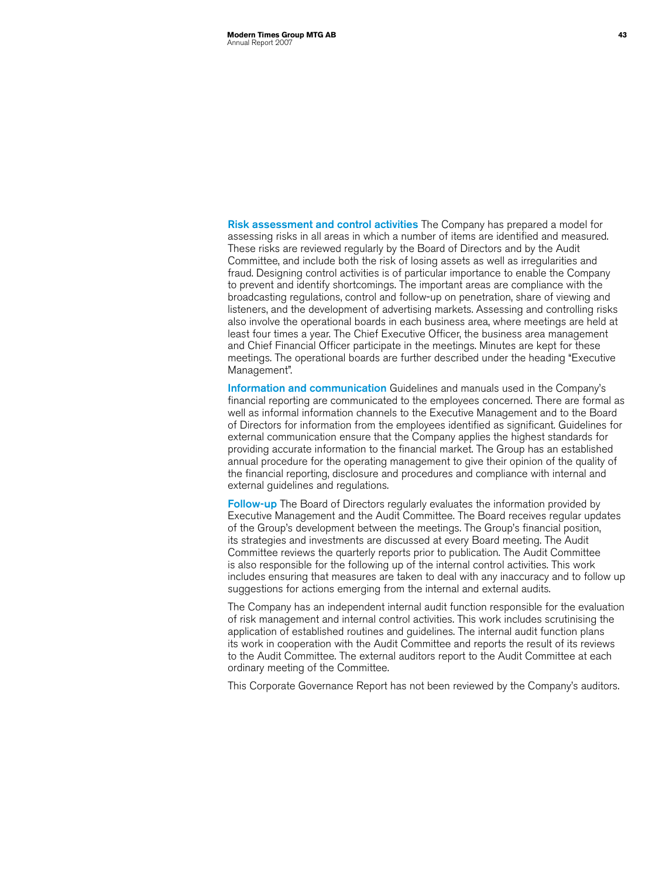**Risk assessment and control activities** The Company has prepared a model for assessing risks in all areas in which a number of items are identified and measured. These risks are reviewed regularly by the Board of Directors and by the Audit Committee, and include both the risk of losing assets as well as irregularities and fraud. Designing control activities is of particular importance to enable the Company to prevent and identify shortcomings. The important areas are compliance with the broadcasting regulations, control and follow-up on penetration, share of viewing and listeners, and the development of advertising markets. Assessing and controlling risks also involve the operational boards in each business area, where meetings are held at least four times a year. The Chief Executive Officer, the business area management and Chief Financial Officer participate in the meetings. Minutes are kept for these meetings. The operational boards are further described under the heading "Executive Management".

**Information and communication** Guidelines and manuals used in the Company's financial reporting are communicated to the employees concerned. There are formal as well as informal information channels to the Executive Management and to the Board of Directors for information from the employees identified as significant. Guidelines for external communication ensure that the Company applies the highest standards for providing accurate information to the financial market. The Group has an established annual procedure for the operating management to give their opinion of the quality of the financial reporting, disclosure and procedures and compliance with internal and external guidelines and regulations.

**Follow-up** The Board of Directors regularly evaluates the information provided by Executive Management and the Audit Committee. The Board receives regular updates of the Group's development between the meetings. The Group's financial position, its strategies and investments are discussed at every Board meeting. The Audit Committee reviews the quarterly reports prior to publication. The Audit Committee is also responsible for the following up of the internal control activities. This work includes ensuring that measures are taken to deal with any inaccuracy and to follow up suggestions for actions emerging from the internal and external audits.

The Company has an independent internal audit function responsible for the evaluation of risk management and internal control activities. This work includes scrutinising the application of established routines and guidelines. The internal audit function plans its work in cooperation with the Audit Committee and reports the result of its reviews to the Audit Committee. The external auditors report to the Audit Committee at each ordinary meeting of the Committee.

This Corporate Governance Report has not been reviewed by the Company's auditors.